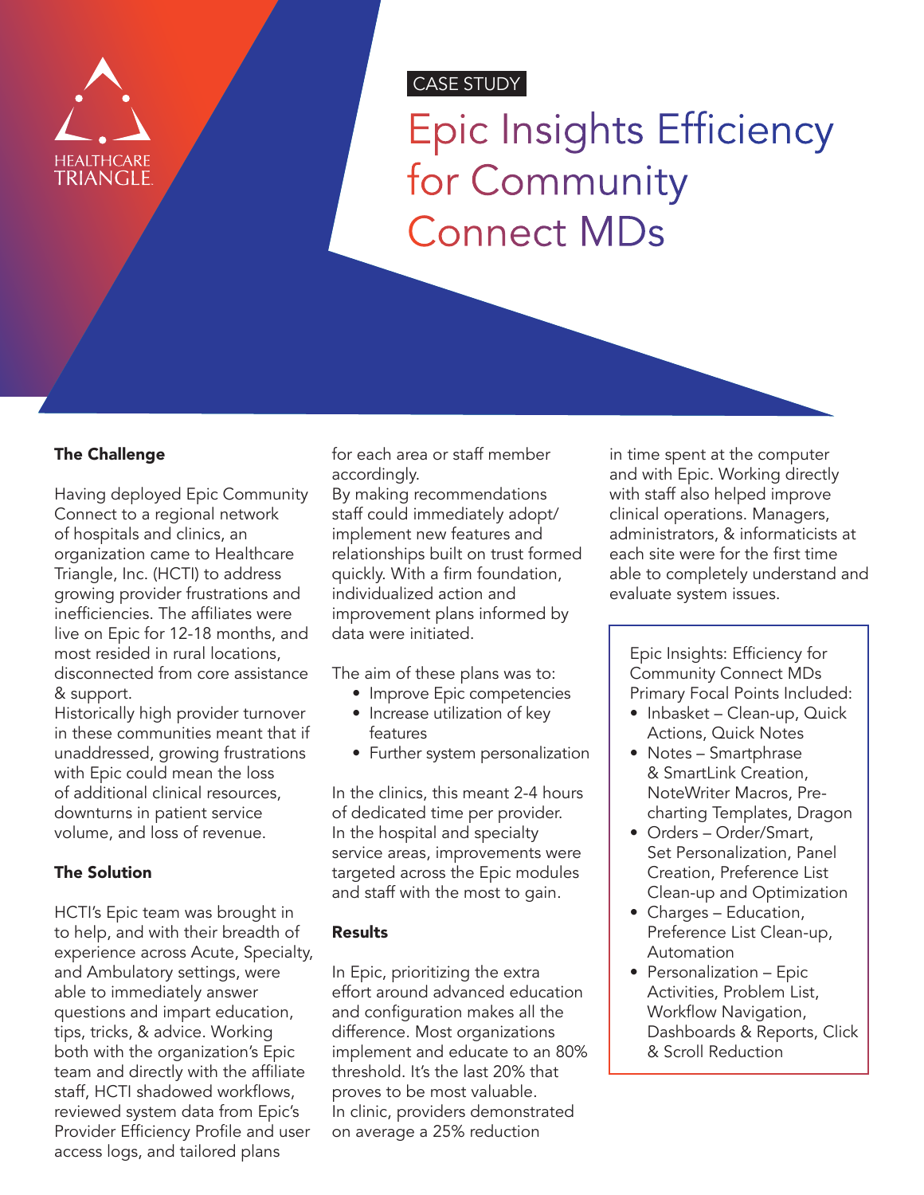HEALTHCARE TRIANGLE

CASE STUDY

# Epic Insights Efficiency for Community Connect MDs

## The Challenge

Having deployed Epic Community Connect to a regional network of hospitals and clinics, an organization came to Healthcare Triangle, Inc. (HCTI) to address growing provider frustrations and inefficiencies. The affiliates were live on Epic for 12-18 months, and most resided in rural locations, disconnected from core assistance & support.

Historically high provider turnover in these communities meant that if unaddressed, growing frustrations with Epic could mean the loss of additional clinical resources, downturns in patient service volume, and loss of revenue.

## The Solution

HCTI's Epic team was brought in to help, and with their breadth of experience across Acute, Specialty, and Ambulatory settings, were able to immediately answer questions and impart education, tips, tricks, & advice. Working both with the organization's Epic team and directly with the affiliate staff, HCTI shadowed workflows, reviewed system data from Epic's Provider Efficiency Profile and user access logs, and tailored plans for each area or staff member accordingly.

By making recommendations staff could immediately adopt/implement new features and relationships built on trust formed quickly. With a firm foundation, individualized action and improvement plans informed by data were initiated.

The aim of these plans was to:

- Improve Epic competencies
- Increase utilization of key features
- Further system personalization

In the clinics, this meant 2-4 hours of dedicated time per provider. In the hospital and specialty service areas, improvements were targeted across the Epic modules and staff with the most to gain.

## Results

In Epic, prioritizing the extra effort around advanced education and configuration makes all the difference. Most organizations implement and educate to an 80% threshold. It's the last 20% that proves to be most valuable.

In clinic, providers demonstrated on average a 25% reduction in time spent at the computer and with Epic. Working directly with staff also helped improve clinical operations. Managers, administrators, & informaticists at each site were for the first time able to completely understand and evaluate system issues.

Epic Insights: Efficiency for Community Connect MDs Primary Focal Points Included:

- Inbasket – Clean-up, Quick Actions, Quick Notes
- Notes – Smartphrase & SmartLink Creation, NoteWriter Macros, Pre-charting Templates, Dragon
- Orders – Order/Smart, Set Personalization, Panel Creation, Preference List Clean-up and Optimization
- Charges – Education, Preference List Clean-up, Automation
- Personalization – Epic Activities, Problem List, Workflow Navigation, Dashboards & Reports, Click & Scroll Reduction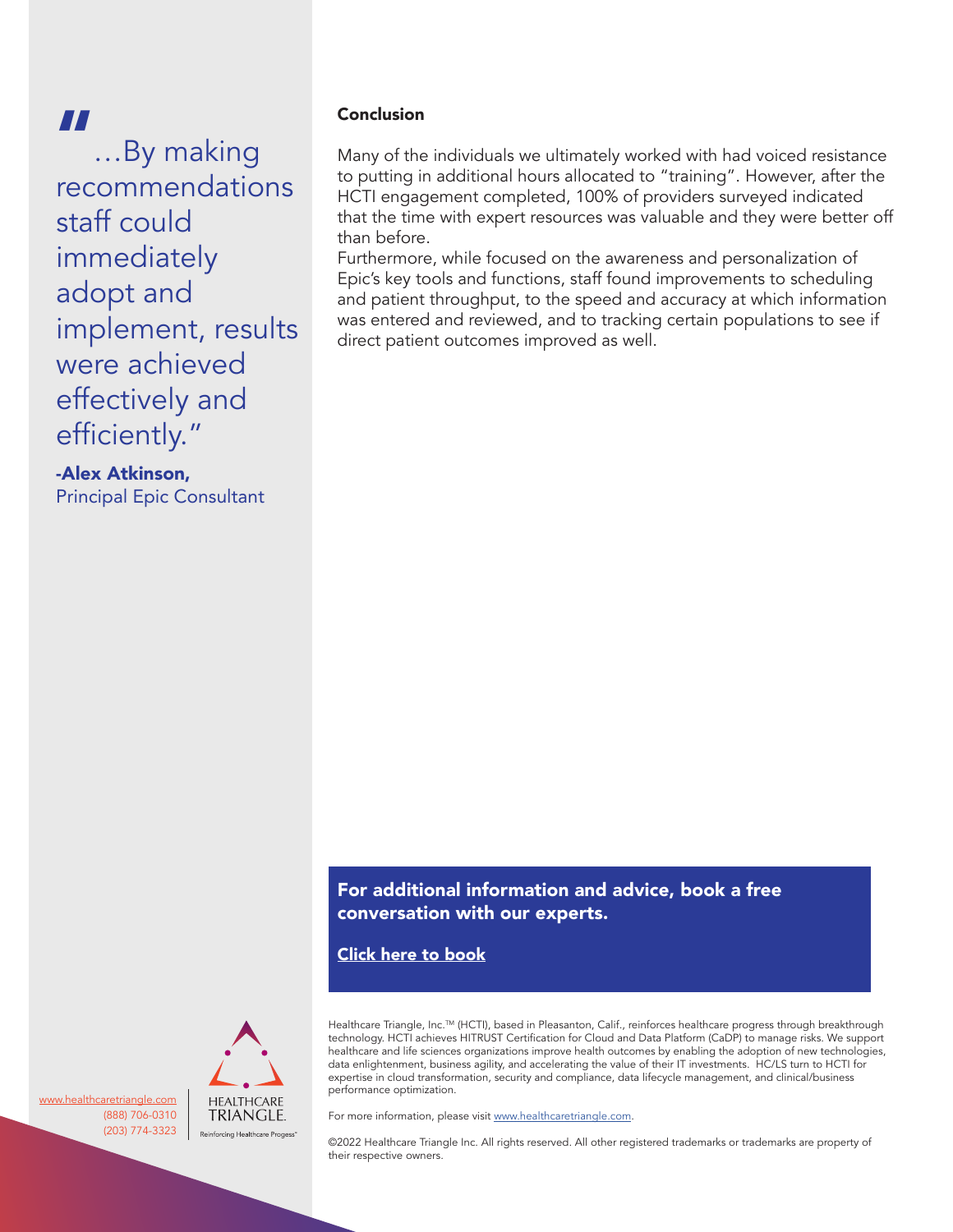"…By making recommendations staff could immediately adopt and implement, results were achieved effectively and efficiently."

**-Alex Atkinson,**
Principal Epic Consultant

## Conclusion

Many of the individuals we ultimately worked with had voiced resistance to putting in additional hours allocated to "training". However, after the HCTI engagement completed, 100% of providers surveyed indicated that the time with expert resources was valuable and they were better off than before.

Furthermore, while focused on the awareness and personalization of Epic's key tools and functions, staff found improvements to scheduling and patient throughput, to the speed and accuracy at which information was entered and reviewed, and to tracking certain populations to see if direct patient outcomes improved as well.

**For additional information and advice, book a free conversation with our experts.**

**Click here to book**

www.healthcaretriangle.com
(888) 706-0310
(203) 774-3323

HEALTHCARE TRIANGLE.
Reinforcing Healthcare Progess™

Healthcare Triangle, Inc.™ (HCTI), based in Pleasanton, Calif., reinforces healthcare progress through breakthrough technology. HCTI achieves HITRUST Certification for Cloud and Data Platform (CaDP) to manage risks. We support healthcare and life sciences organizations improve health outcomes by enabling the adoption of new technologies, data enlightenment, business agility, and accelerating the value of their IT investments. HC/LS turn to HCTI for expertise in cloud transformation, security and compliance, data lifecycle management, and clinical/business performance optimization.

For more information, please visit www.healthcaretriangle.com.

©2022 Healthcare Triangle Inc. All rights reserved. All other registered trademarks or trademarks are property of their respective owners.